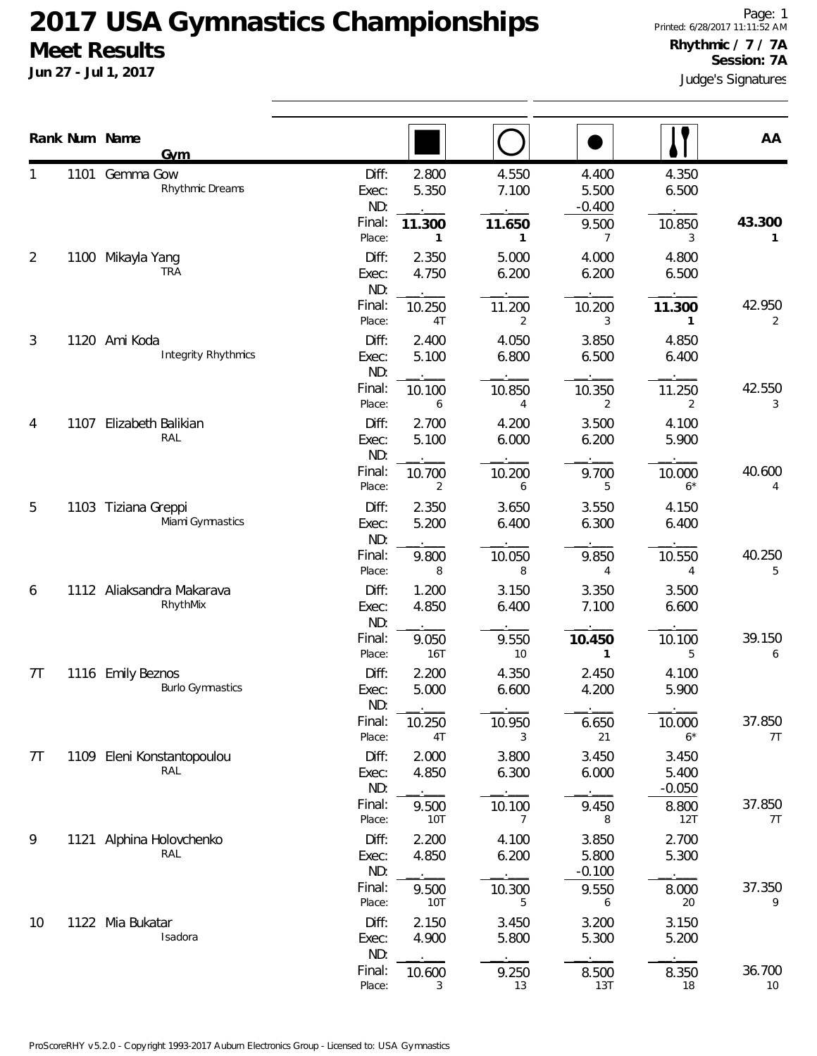# 2017 USA Gymnastics Championships

## Meet Results

**Jun 27 - Jul 1, 2017**

Page: 1
Printed: 6/28/2017 11:11:52 AM

**Rhythmic / 7 / 7A**
**Session: 7A**

Judge's Signatures

| Rank | Num | Name / Gym | | Rope | Hoop | Ball | Clubs | AA |
|---|---|---|---|---|---|---|---|---|
| 1 | 1101 | Gemma Gow<br>Rhythmic Dreams | Diff: | 2.800 | 4.550 | 4.400 | 4.350 | |
| | | | Exec: | 5.350 | 7.100 | 5.500 | 6.500 | |
| | | | ND: | | | -0.400 | | |
| | | | Final: | **11.300** | **11.650** | 9.500 | 10.850 | **43.300** |
| | | | Place: | **1** | **1** | 7 | 3 | **1** |
| 2 | 1100 | Mikayla Yang<br>TRA | Diff: | 2.350 | 5.000 | 4.000 | 4.800 | |
| | | | Exec: | 4.750 | 6.200 | 6.200 | 6.500 | |
| | | | ND: | | | | | |
| | | | Final: | 10.250 | 11.200 | 10.200 | **11.300** | 42.950 |
| | | | Place: | 4T | 2 | 3 | **1** | 2 |
| 3 | 1120 | Ami Koda<br>Integrity Rhythmics | Diff: | 2.400 | 4.050 | 3.850 | 4.850 | |
| | | | Exec: | 5.100 | 6.800 | 6.500 | 6.400 | |
| | | | ND: | | | | | |
| | | | Final: | 10.100 | 10.850 | 10.350 | 11.250 | 42.550 |
| | | | Place: | 6 | 4 | 2 | 2 | 3 |
| 4 | 1107 | Elizabeth Balikian<br>RAL | Diff: | 2.700 | 4.200 | 3.500 | 4.100 | |
| | | | Exec: | 5.100 | 6.000 | 6.200 | 5.900 | |
| | | | ND: | | | | | |
| | | | Final: | 10.700 | 10.200 | 9.700 | 10.000 | 40.600 |
| | | | Place: | 2 | 6 | 5 | 6* | 4 |
| 5 | 1103 | Tiziana Greppi<br>Miami Gymnastics | Diff: | 2.350 | 3.650 | 3.550 | 4.150 | |
| | | | Exec: | 5.200 | 6.400 | 6.300 | 6.400 | |
| | | | ND: | | | | | |
| | | | Final: | 9.800 | 10.050 | 9.850 | 10.550 | 40.250 |
| | | | Place: | 8 | 8 | 4 | 4 | 5 |
| 6 | 1112 | Aliaksandra Makarava<br>RhythMix | Diff: | 1.200 | 3.150 | 3.350 | 3.500 | |
| | | | Exec: | 4.850 | 6.400 | 7.100 | 6.600 | |
| | | | ND: | | | | | |
| | | | Final: | 9.050 | 9.550 | **10.450** | 10.100 | 39.150 |
| | | | Place: | 16T | 10 | **1** | 5 | 6 |
| 7T | 1116 | Emily Beznos<br>Burlo Gymnastics | Diff: | 2.200 | 4.350 | 2.450 | 4.100 | |
| | | | Exec: | 5.000 | 6.600 | 4.200 | 5.900 | |
| | | | ND: | | | | | |
| | | | Final: | 10.250 | 10.950 | 6.650 | 10.000 | 37.850 |
| | | | Place: | 4T | 3 | 21 | 6* | 7T |
| 7T | 1109 | Eleni Konstantopoulou<br>RAL | Diff: | 2.000 | 3.800 | 3.450 | 3.450 | |
| | | | Exec: | 4.850 | 6.300 | 6.000 | 5.400 | |
| | | | ND: | | | | -0.050 | |
| | | | Final: | 9.500 | 10.100 | 9.450 | 8.800 | 37.850 |
| | | | Place: | 10T | 7 | 8 | 12T | 7T |
| 9 | 1121 | Alphina Holovchenko<br>RAL | Diff: | 2.200 | 4.100 | 3.850 | 2.700 | |
| | | | Exec: | 4.850 | 6.200 | 5.800 | 5.300 | |
| | | | ND: | | | -0.100 | | |
| | | | Final: | 9.500 | 10.300 | 9.550 | 8.000 | 37.350 |
| | | | Place: | 10T | 5 | 6 | 20 | 9 |
| 10 | 1122 | Mia Bukatar<br>Isadora | Diff: | 2.150 | 3.450 | 3.200 | 3.150 | |
| | | | Exec: | 4.900 | 5.800 | 5.300 | 5.200 | |
| | | | ND: | | | | | |
| | | | Final: | 10.600 | 9.250 | 8.500 | 8.350 | 36.700 |
| | | | Place: | 3 | 13 | 13T | 18 | 10 |

ProScoreRHY v5.2.0 - Copyright 1993-2017 Auburn Electronics Group - Licensed to: USA Gymnastics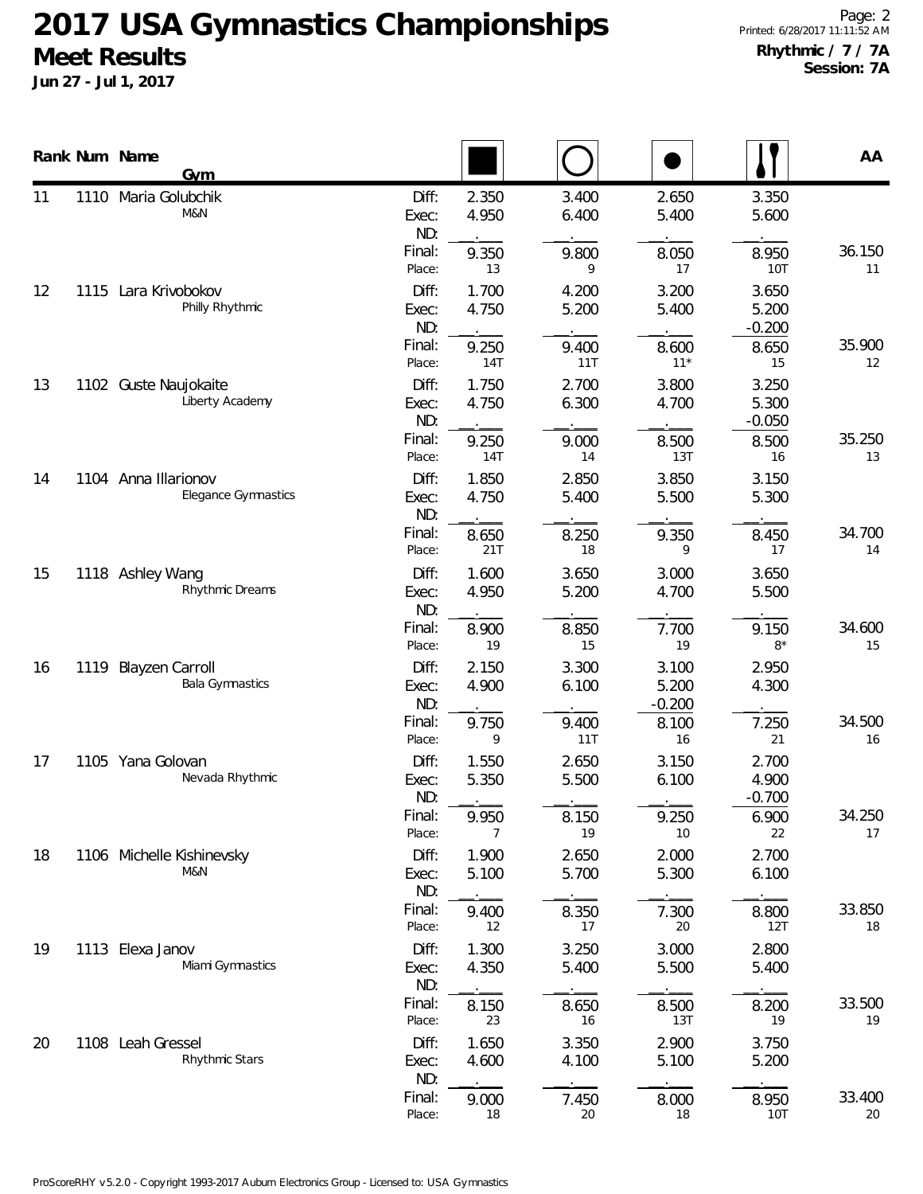# 2017 USA Gymnastics Championships

## Meet Results

**Jun 27 - Jul 1, 2017**

**Rhythmic / 7 / 7A**
**Session: 7A**

| Rank | Num | Name / Gym | | Rope | Hoop | Ball | Clubs | AA |
|---|---|---|---|---|---|---|---|---|
| 11 | 1110 | Maria Golubchik | Diff: | 2.350 | 3.400 | 2.650 | 3.350 | |
| | | M&N | Exec: | 4.950 | 6.400 | 5.400 | 5.600 | |
| | | | ND: | | | | | |
| | | | Final: | 9.350 | 9.800 | 8.050 | 8.950 | 36.150 |
| | | | Place: | 13 | 9 | 17 | 10T | 11 |
| 12 | 1115 | Lara Krivobokov | Diff: | 1.700 | 4.200 | 3.200 | 3.650 | |
| | | Philly Rhythmic | Exec: | 4.750 | 5.200 | 5.400 | 5.200 | |
| | | | ND: | | | | -0.200 | |
| | | | Final: | 9.250 | 9.400 | 8.600 | 8.650 | 35.900 |
| | | | Place: | 14T | 11T | 11* | 15 | 12 |
| 13 | 1102 | Guste Naujokaite | Diff: | 1.750 | 2.700 | 3.800 | 3.250 | |
| | | Liberty Academy | Exec: | 4.750 | 6.300 | 4.700 | 5.300 | |
| | | | ND: | | | | -0.050 | |
| | | | Final: | 9.250 | 9.000 | 8.500 | 8.500 | 35.250 |
| | | | Place: | 14T | 14 | 13T | 16 | 13 |
| 14 | 1104 | Anna Illarionov | Diff: | 1.850 | 2.850 | 3.850 | 3.150 | |
| | | Elegance Gymnastics | Exec: | 4.750 | 5.400 | 5.500 | 5.300 | |
| | | | ND: | | | | | |
| | | | Final: | 8.650 | 8.250 | 9.350 | 8.450 | 34.700 |
| | | | Place: | 21T | 18 | 9 | 17 | 14 |
| 15 | 1118 | Ashley Wang | Diff: | 1.600 | 3.650 | 3.000 | 3.650 | |
| | | Rhythmic Dreams | Exec: | 4.950 | 5.200 | 4.700 | 5.500 | |
| | | | ND: | | | | | |
| | | | Final: | 8.900 | 8.850 | 7.700 | 9.150 | 34.600 |
| | | | Place: | 19 | 15 | 19 | 8* | 15 |
| 16 | 1119 | Blayzen Carroll | Diff: | 2.150 | 3.300 | 3.100 | 2.950 | |
| | | Bala Gymnastics | Exec: | 4.900 | 6.100 | 5.200 | 4.300 | |
| | | | ND: | | | -0.200 | | |
| | | | Final: | 9.750 | 9.400 | 8.100 | 7.250 | 34.500 |
| | | | Place: | 9 | 11T | 16 | 21 | 16 |
| 17 | 1105 | Yana Golovan | Diff: | 1.550 | 2.650 | 3.150 | 2.700 | |
| | | Nevada Rhythmic | Exec: | 5.350 | 5.500 | 6.100 | 4.900 | |
| | | | ND: | | | | -0.700 | |
| | | | Final: | 9.950 | 8.150 | 9.250 | 6.900 | 34.250 |
| | | | Place: | 7 | 19 | 10 | 22 | 17 |
| 18 | 1106 | Michelle Kishinevsky | Diff: | 1.900 | 2.650 | 2.000 | 2.700 | |
| | | M&N | Exec: | 5.100 | 5.700 | 5.300 | 6.100 | |
| | | | ND: | | | | | |
| | | | Final: | 9.400 | 8.350 | 7.300 | 8.800 | 33.850 |
| | | | Place: | 12 | 17 | 20 | 12T | 18 |
| 19 | 1113 | Elexa Janov | Diff: | 1.300 | 3.250 | 3.000 | 2.800 | |
| | | Miami Gymnastics | Exec: | 4.350 | 5.400 | 5.500 | 5.400 | |
| | | | ND: | | | | | |
| | | | Final: | 8.150 | 8.650 | 8.500 | 8.200 | 33.500 |
| | | | Place: | 23 | 16 | 13T | 19 | 19 |
| 20 | 1108 | Leah Gressel | Diff: | 1.650 | 3.350 | 2.900 | 3.750 | |
| | | Rhythmic Stars | Exec: | 4.600 | 4.100 | 5.100 | 5.200 | |
| | | | ND: | | | | | |
| | | | Final: | 9.000 | 7.450 | 8.000 | 8.950 | 33.400 |
| | | | Place: | 18 | 20 | 18 | 10T | 20 |

ProScoreRHY v5.2.0 - Copyright 1993-2017 Auburn Electronics Group - Licensed to: USA Gymnastics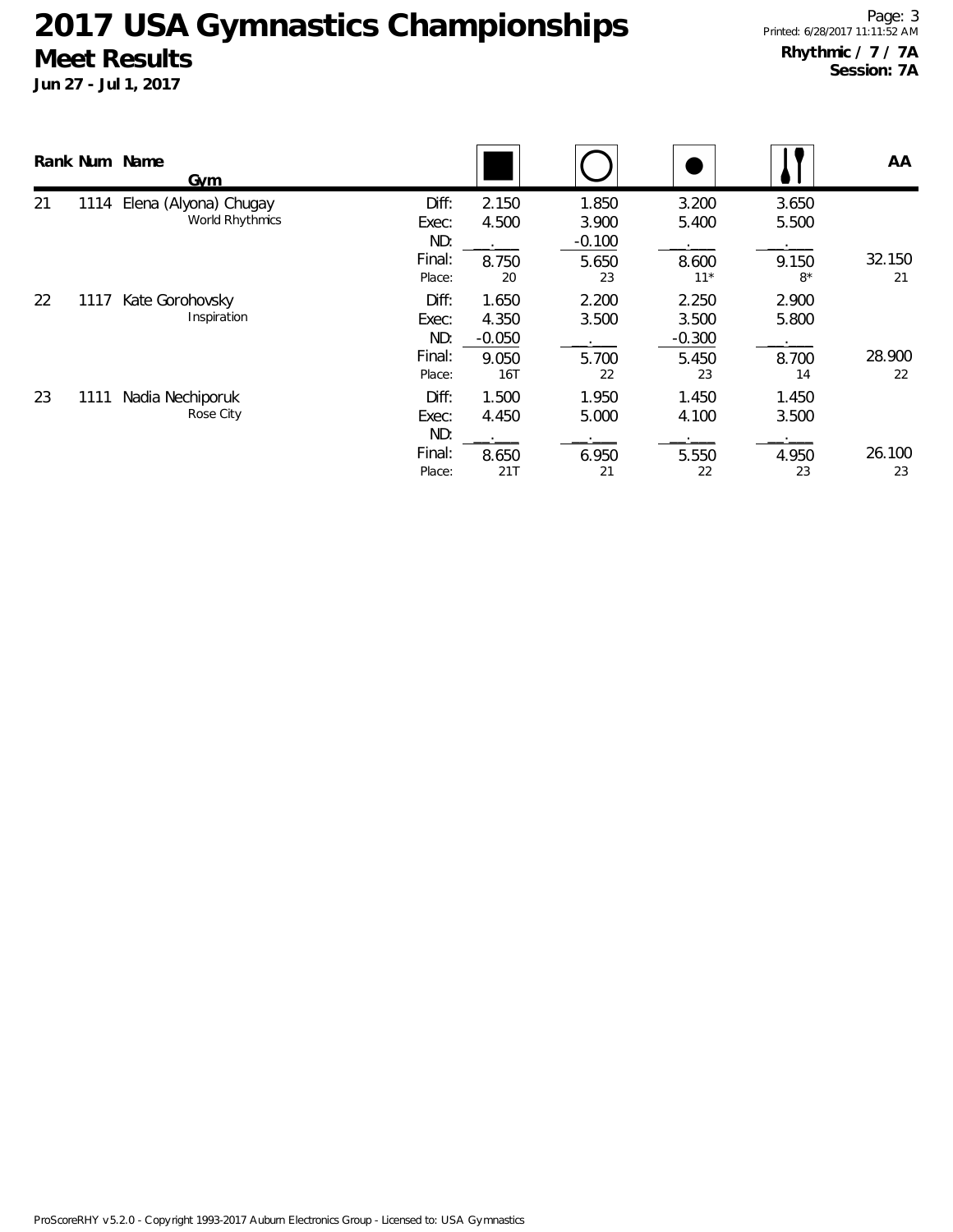# 2017 USA Gymnastics Championships

## Meet Results

**Jun 27 - Jul 1, 2017**

**Rhythmic / 7 / 7A**
**Session: 7A**

| Rank | Num | Name / Gym | | Rope | Hoop | Ball | Clubs | AA |
|---|---|---|---|---|---|---|---|---|
| 21 | 1114 | Elena (Alyona) Chugay | Diff: | 2.150 | 1.850 | 3.200 | 3.650 | |
| | | World Rhythmics | Exec: | 4.500 | 3.900 | 5.400 | 5.500 | |
| | | | ND: | \_\_.\_\_\_ | -0.100 | \_\_.\_\_\_ | \_\_.\_\_\_ | |
| | | | Final: | 8.750 | 5.650 | 8.600 | 9.150 | 32.150 |
| | | | Place: | 20 | 23 | 11* | 8* | 21 |
| 22 | 1117 | Kate Gorohovsky | Diff: | 1.650 | 2.200 | 2.250 | 2.900 | |
| | | Inspiration | Exec: | 4.350 | 3.500 | 3.500 | 5.800 | |
| | | | ND: | -0.050 | \_\_.\_\_\_ | -0.300 | \_\_.\_\_\_ | |
| | | | Final: | 9.050 | 5.700 | 5.450 | 8.700 | 28.900 |
| | | | Place: | 16T | 22 | 23 | 14 | 22 |
| 23 | 1111 | Nadia Nechiporuk | Diff: | 1.500 | 1.950 | 1.450 | 1.450 | |
| | | Rose City | Exec: | 4.450 | 5.000 | 4.100 | 3.500 | |
| | | | ND: | \_\_.\_\_\_ | \_\_.\_\_\_ | \_\_.\_\_\_ | \_\_.\_\_\_ | |
| | | | Final: | 8.650 | 6.950 | 5.550 | 4.950 | 26.100 |
| | | | Place: | 21T | 21 | 22 | 23 | 23 |

ProScoreRHY v5.2.0 - Copyright 1993-2017 Auburn Electronics Group - Licensed to: USA Gymnastics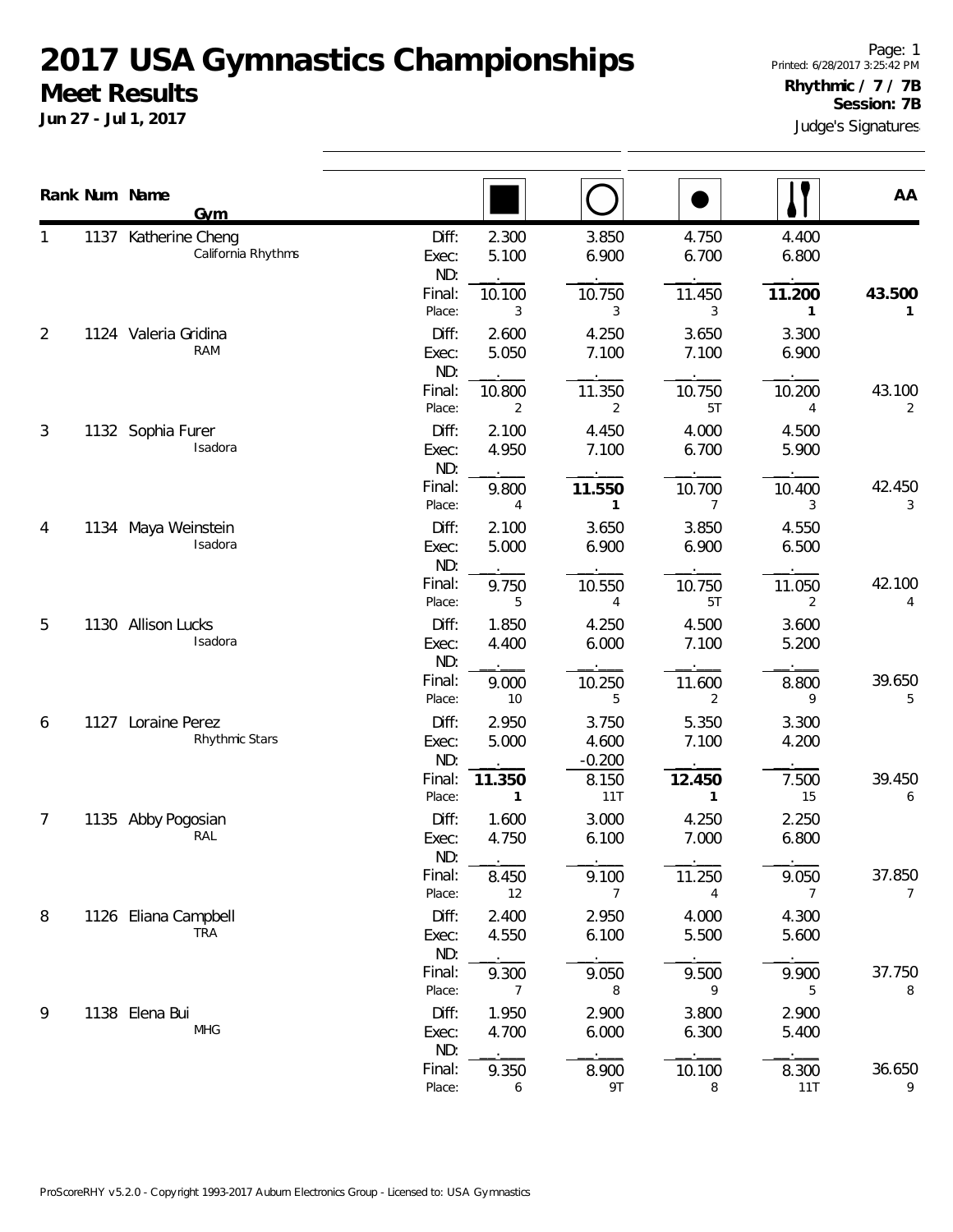# 2017 USA Gymnastics Championships

## Meet Results

**Jun 27 - Jul 1, 2017**

Printed: 6/28/2017 3:25:42 PM

**Rhythmic / 7 / 7B**
**Session: 7B**

Judge's Signatures

| Rank | Num | Name / Gym | | Rope | Hoop | Ball | Clubs | AA |
|---|---|---|---|---|---|---|---|---|
| 1 | 1137 | Katherine Cheng<br>California Rhythms | Diff: | 2.300 | 3.850 | 4.750 | 4.400 | |
| | | | Exec: | 5.100 | 6.900 | 6.700 | 6.800 | |
| | | | ND: | . | . | . | . | |
| | | | Final: | 10.100 | 10.750 | 11.450 | **11.200** | **43.500** |
| | | | Place: | 3 | 3 | 3 | **1** | **1** |
| 2 | 1124 | Valeria Gridina<br>RAM | Diff: | 2.600 | 4.250 | 3.650 | 3.300 | |
| | | | Exec: | 5.050 | 7.100 | 7.100 | 6.900 | |
| | | | ND: | . | . | . | . | |
| | | | Final: | 10.800 | 11.350 | 10.750 | 10.200 | 43.100 |
| | | | Place: | 2 | 2 | 5T | 4 | 2 |
| 3 | 1132 | Sophia Furer<br>Isadora | Diff: | 2.100 | 4.450 | 4.000 | 4.500 | |
| | | | Exec: | 4.950 | 7.100 | 6.700 | 5.900 | |
| | | | ND: | . | . | . | . | |
| | | | Final: | 9.800 | **11.550** | 10.700 | 10.400 | 42.450 |
| | | | Place: | 4 | **1** | 7 | 3 | 3 |
| 4 | 1134 | Maya Weinstein<br>Isadora | Diff: | 2.100 | 3.650 | 3.850 | 4.550 | |
| | | | Exec: | 5.000 | 6.900 | 6.900 | 6.500 | |
| | | | ND: | . | . | . | . | |
| | | | Final: | 9.750 | 10.550 | 10.750 | 11.050 | 42.100 |
| | | | Place: | 5 | 4 | 5T | 2 | 4 |
| 5 | 1130 | Allison Lucks<br>Isadora | Diff: | 1.850 | 4.250 | 4.500 | 3.600 | |
| | | | Exec: | 4.400 | 6.000 | 7.100 | 5.200 | |
| | | | ND: | . | . | . | . | |
| | | | Final: | 9.000 | 10.250 | 11.600 | 8.800 | 39.650 |
| | | | Place: | 10 | 5 | 2 | 9 | 5 |
| 6 | 1127 | Loraine Perez<br>Rhythmic Stars | Diff: | 2.950 | 3.750 | 5.350 | 3.300 | |
| | | | Exec: | 5.000 | 4.600 | 7.100 | 4.200 | |
| | | | ND: | . | -0.200 | . | . | |
| | | | Final: | **11.350** | 8.150 | **12.450** | 7.500 | 39.450 |
| | | | Place: | **1** | 11T | **1** | 15 | 6 |
| 7 | 1135 | Abby Pogosian<br>RAL | Diff: | 1.600 | 3.000 | 4.250 | 2.250 | |
| | | | Exec: | 4.750 | 6.100 | 7.000 | 6.800 | |
| | | | ND: | . | . | . | . | |
| | | | Final: | 8.450 | 9.100 | 11.250 | 9.050 | 37.850 |
| | | | Place: | 12 | 7 | 4 | 7 | 7 |
| 8 | 1126 | Eliana Campbell<br>TRA | Diff: | 2.400 | 2.950 | 4.000 | 4.300 | |
| | | | Exec: | 4.550 | 6.100 | 5.500 | 5.600 | |
| | | | ND: | . | . | . | . | |
| | | | Final: | 9.300 | 9.050 | 9.500 | 9.900 | 37.750 |
| | | | Place: | 7 | 8 | 9 | 5 | 8 |
| 9 | 1138 | Elena Bui<br>MHG | Diff: | 1.950 | 2.900 | 3.800 | 2.900 | |
| | | | Exec: | 4.700 | 6.000 | 6.300 | 5.400 | |
| | | | ND: | . | . | . | . | |
| | | | Final: | 9.350 | 8.900 | 10.100 | 8.300 | 36.650 |
| | | | Place: | 6 | 9T | 8 | 11T | 9 |

ProScoreRHY v5.2.0 - Copyright 1993-2017 Auburn Electronics Group - Licensed to: USA Gymnastics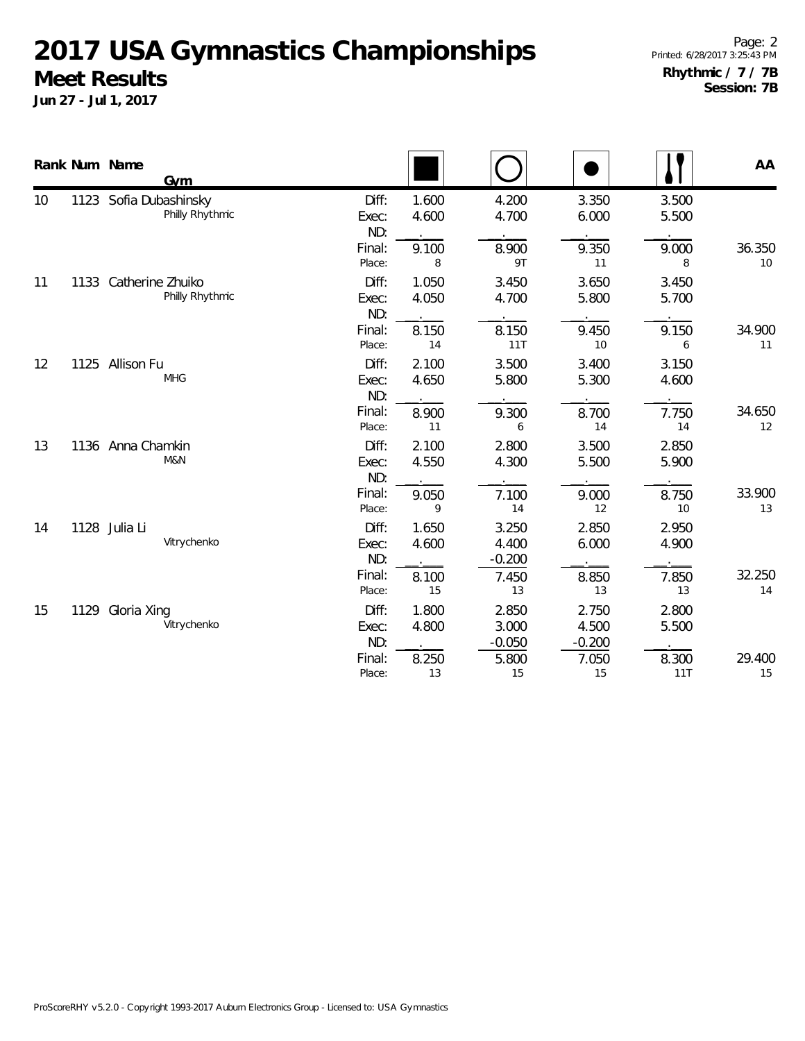# 2017 USA Gymnastics Championships

## Meet Results

**Jun 27 - Jul 1, 2017**

**Rhythmic / 7 / 7B**
**Session: 7B**

| Rank | Num | Name / Gym | | Rope | Hoop | Ball | Clubs | AA |
|---|---|---|---|---|---|---|---|---|
| 10 | 1123 | Sofia Dubashinsky | Diff: | 1.600 | 4.200 | 3.350 | 3.500 | |
| | | Philly Rhythmic | Exec: | 4.600 | 4.700 | 6.000 | 5.500 | |
| | | | ND: | . | . | . | . | |
| | | | Final: | 9.100 | 8.900 | 9.350 | 9.000 | 36.350 |
| | | | Place: | 8 | 9T | 11 | 8 | 10 |
| 11 | 1133 | Catherine Zhuiko | Diff: | 1.050 | 3.450 | 3.650 | 3.450 | |
| | | Philly Rhythmic | Exec: | 4.050 | 4.700 | 5.800 | 5.700 | |
| | | | ND: | . | . | . | . | |
| | | | Final: | 8.150 | 8.150 | 9.450 | 9.150 | 34.900 |
| | | | Place: | 14 | 11T | 10 | 6 | 11 |
| 12 | 1125 | Allison Fu | Diff: | 2.100 | 3.500 | 3.400 | 3.150 | |
| | | MHG | Exec: | 4.650 | 5.800 | 5.300 | 4.600 | |
| | | | ND: | . | . | . | . | |
| | | | Final: | 8.900 | 9.300 | 8.700 | 7.750 | 34.650 |
| | | | Place: | 11 | 6 | 14 | 14 | 12 |
| 13 | 1136 | Anna Chamkin | Diff: | 2.100 | 2.800 | 3.500 | 2.850 | |
| | | M&N | Exec: | 4.550 | 4.300 | 5.500 | 5.900 | |
| | | | ND: | . | . | . | . | |
| | | | Final: | 9.050 | 7.100 | 9.000 | 8.750 | 33.900 |
| | | | Place: | 9 | 14 | 12 | 10 | 13 |
| 14 | 1128 | Julia Li | Diff: | 1.650 | 3.250 | 2.850 | 2.950 | |
| | | Vitrychenko | Exec: | 4.600 | 4.400 | 6.000 | 4.900 | |
| | | | ND: | . | -0.200 | . | . | |
| | | | Final: | 8.100 | 7.450 | 8.850 | 7.850 | 32.250 |
| | | | Place: | 15 | 13 | 13 | 13 | 14 |
| 15 | 1129 | Gloria Xing | Diff: | 1.800 | 2.850 | 2.750 | 2.800 | |
| | | Vitrychenko | Exec: | 4.800 | 3.000 | 4.500 | 5.500 | |
| | | | ND: | . | -0.050 | -0.200 | . | |
| | | | Final: | 8.250 | 5.800 | 7.050 | 8.300 | 29.400 |
| | | | Place: | 13 | 15 | 15 | 11T | 15 |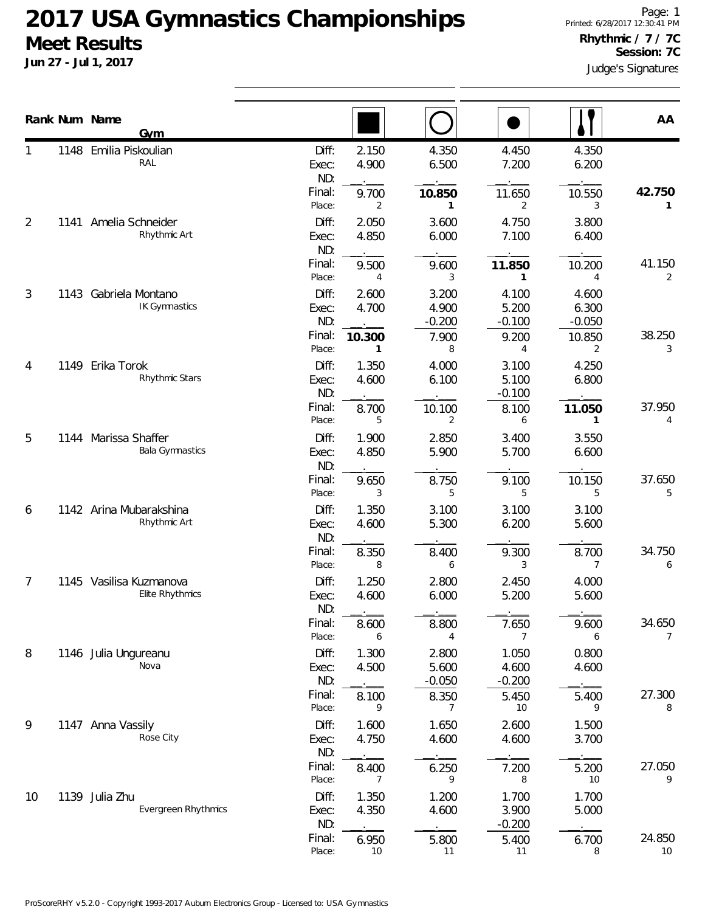# 2017 USA Gymnastics Championships

## Meet Results

**Jun 27 - Jul 1, 2017**

Printed: 6/28/2017 12:30:41 PM

**Rhythmic / 7 / 7C**
**Session: 7C**

Judge's Signatures

| Rank | Num | Name / Gym | | Rope | Hoop | Ball | Clubs | AA |
|---|---|---|---|---|---|---|---|---|
| 1 | 1148 | Emilia Piskoulian | Diff: | 2.150 | 4.350 | 4.450 | 4.350 | |
| | | RAL | Exec: | 4.900 | 6.500 | 7.200 | 6.200 | |
| | | | ND: | | | | | |
| | | | Final: | 9.700 | **10.850** | 11.650 | 10.550 | **42.750** |
| | | | Place: | 2 | **1** | 2 | 3 | **1** |
| 2 | 1141 | Amelia Schneider | Diff: | 2.050 | 3.600 | 4.750 | 3.800 | |
| | | Rhythmic Art | Exec: | 4.850 | 6.000 | 7.100 | 6.400 | |
| | | | ND: | | | | | |
| | | | Final: | 9.500 | 9.600 | **11.850** | 10.200 | 41.150 |
| | | | Place: | 4 | 3 | **1** | 4 | 2 |
| 3 | 1143 | Gabriela Montano | Diff: | 2.600 | 3.200 | 4.100 | 4.600 | |
| | | IK Gymnastics | Exec: | 4.700 | 4.900 | 5.200 | 6.300 | |
| | | | ND: | | -0.200 | -0.100 | -0.050 | |
| | | | Final: | **10.300** | 7.900 | 9.200 | 10.850 | 38.250 |
| | | | Place: | **1** | 8 | 4 | 2 | 3 |
| 4 | 1149 | Erika Torok | Diff: | 1.350 | 4.000 | 3.100 | 4.250 | |
| | | Rhythmic Stars | Exec: | 4.600 | 6.100 | 5.100 | 6.800 | |
| | | | ND: | | | -0.100 | | |
| | | | Final: | 8.700 | 10.100 | 8.100 | **11.050** | 37.950 |
| | | | Place: | 5 | 2 | 6 | **1** | 4 |
| 5 | 1144 | Marissa Shaffer | Diff: | 1.900 | 2.850 | 3.400 | 3.550 | |
| | | Bala Gymnastics | Exec: | 4.850 | 5.900 | 5.700 | 6.600 | |
| | | | ND: | | | | | |
| | | | Final: | 9.650 | 8.750 | 9.100 | 10.150 | 37.650 |
| | | | Place: | 3 | 5 | 5 | 5 | 5 |
| 6 | 1142 | Arina Mubarakshina | Diff: | 1.350 | 3.100 | 3.100 | 3.100 | |
| | | Rhythmic Art | Exec: | 4.600 | 5.300 | 6.200 | 5.600 | |
| | | | ND: | | | | | |
| | | | Final: | 8.350 | 8.400 | 9.300 | 8.700 | 34.750 |
| | | | Place: | 8 | 6 | 3 | 7 | 6 |
| 7 | 1145 | Vasilisa Kuzmanova | Diff: | 1.250 | 2.800 | 2.450 | 4.000 | |
| | | Elite Rhythmics | Exec: | 4.600 | 6.000 | 5.200 | 5.600 | |
| | | | ND: | | | | | |
| | | | Final: | 8.600 | 8.800 | 7.650 | 9.600 | 34.650 |
| | | | Place: | 6 | 4 | 7 | 6 | 7 |
| 8 | 1146 | Julia Ungureanu | Diff: | 1.300 | 2.800 | 1.050 | 0.800 | |
| | | Nova | Exec: | 4.500 | 5.600 | 4.600 | 4.600 | |
| | | | ND: | | -0.050 | -0.200 | | |
| | | | Final: | 8.100 | 8.350 | 5.450 | 5.400 | 27.300 |
| | | | Place: | 9 | 7 | 10 | 9 | 8 |
| 9 | 1147 | Anna Vassily | Diff: | 1.600 | 1.650 | 2.600 | 1.500 | |
| | | Rose City | Exec: | 4.750 | 4.600 | 4.600 | 3.700 | |
| | | | ND: | | | | | |
| | | | Final: | 8.400 | 6.250 | 7.200 | 5.200 | 27.050 |
| | | | Place: | 7 | 9 | 8 | 10 | 9 |
| 10 | 1139 | Julia Zhu | Diff: | 1.350 | 1.200 | 1.700 | 1.700 | |
| | | Evergreen Rhythmics | Exec: | 4.350 | 4.600 | 3.900 | 5.000 | |
| | | | ND: | | | -0.200 | | |
| | | | Final: | 6.950 | 5.800 | 5.400 | 6.700 | 24.850 |
| | | | Place: | 10 | 11 | 11 | 8 | 10 |

ProScoreRHY v5.2.0 - Copyright 1993-2017 Auburn Electronics Group - Licensed to: USA Gymnastics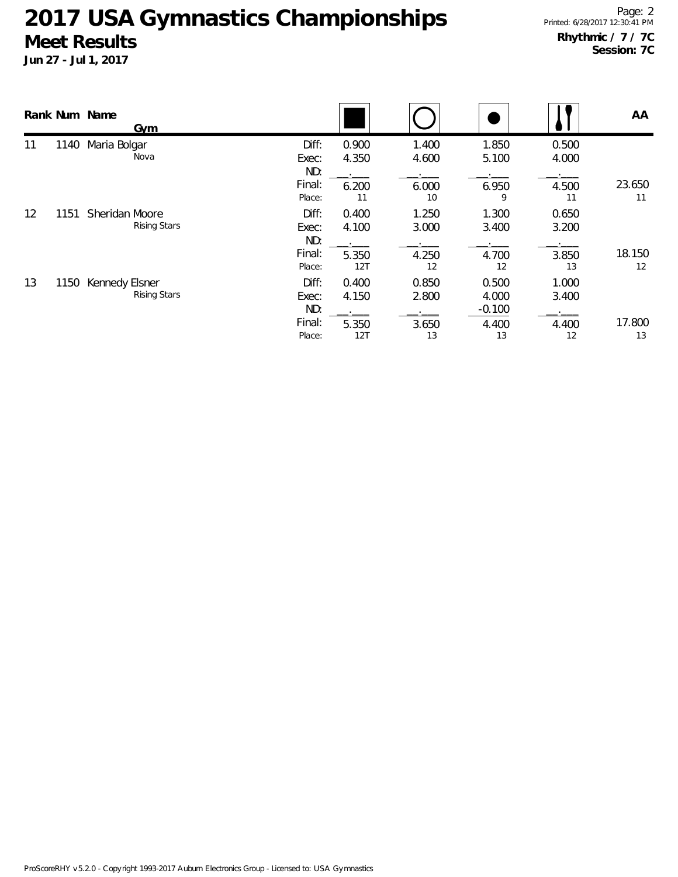# 2017 USA Gymnastics Championships

## Meet Results

**Jun 27 - Jul 1, 2017**

**Rhythmic / 7 / 7C**
**Session: 7C**

| Rank | Num | Name / Gym | | Rope | Hoop | Ball | Clubs | AA |
|---|---|---|---|---|---|---|---|---|
| 11 | 1140 | Maria Bolgar | Diff: | 0.900 | 1.400 | 1.850 | 0.500 | |
| | | Nova | Exec: | 4.350 | 4.600 | 5.100 | 4.000 | |
| | | | ND: | | | | | |
| | | | Final: | 6.200 | 6.000 | 6.950 | 4.500 | 23.650 |
| | | | Place: | 11 | 10 | 9 | 11 | 11 |
| 12 | 1151 | Sheridan Moore | Diff: | 0.400 | 1.250 | 1.300 | 0.650 | |
| | | Rising Stars | Exec: | 4.100 | 3.000 | 3.400 | 3.200 | |
| | | | ND: | | | | | |
| | | | Final: | 5.350 | 4.250 | 4.700 | 3.850 | 18.150 |
| | | | Place: | 12T | 12 | 12 | 13 | 12 |
| 13 | 1150 | Kennedy Elsner | Diff: | 0.400 | 0.850 | 0.500 | 1.000 | |
| | | Rising Stars | Exec: | 4.150 | 2.800 | 4.000 | 3.400 | |
| | | | ND: | | | -0.100 | | |
| | | | Final: | 5.350 | 3.650 | 4.400 | 4.400 | 17.800 |
| | | | Place: | 12T | 13 | 13 | 12 | 13 |

ProScoreRHY v5.2.0 - Copyright 1993-2017 Auburn Electronics Group - Licensed to: USA Gymnastics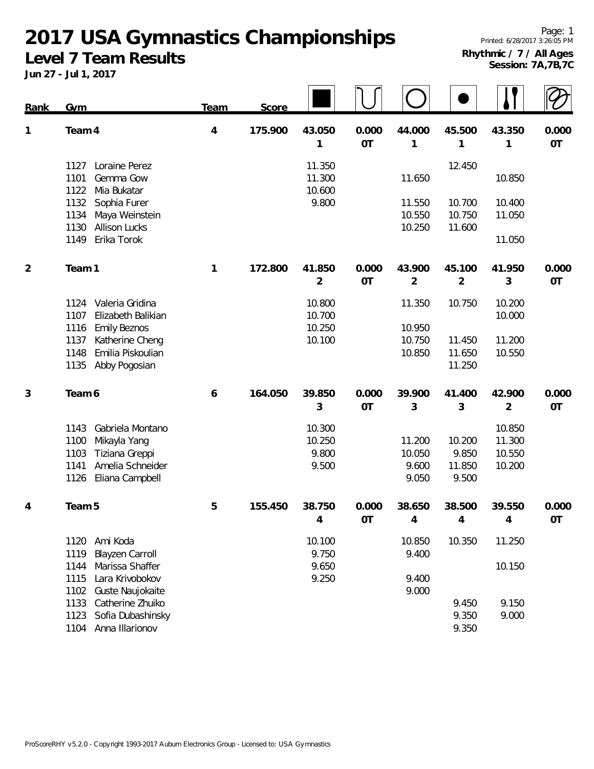# 2017 USA Gymnastics Championships

## Level 7 Team Results

**Jun 27 - Jul 1, 2017**

Printed: 6/28/2017 3:26:05 PM

**Rhythmic / 7 / All Ages**
**Session: 7A,7B,7C**

| Rank | Gym | Team | Score | Free Hand | Rope | Hoop | Ball | Clubs | Ribbon |
|---|---|---|---|---|---|---|---|---|---|
| 1 | Team 4 | 4 | 175.900 | 43.050 1 | 0.000 0T | 44.000 1 | 45.500 1 | 43.350 1 | 0.000 0T |
| | 1127 Loraine Perez | | | 11.350 | | | 12.450 | | |
| | 1101 Gemma Gow | | | 11.300 | | 11.650 | | 10.850 | |
| | 1122 Mia Bukatar | | | 10.600 | | | | | |
| | 1132 Sophia Furer | | | 9.800 | | 11.550 | 10.700 | 10.400 | |
| | 1134 Maya Weinstein | | | | | 10.550 | 10.750 | 11.050 | |
| | 1130 Allison Lucks | | | | | 10.250 | 11.600 | | |
| | 1149 Erika Torok | | | | | | | 11.050 | |
| 2 | Team 1 | 1 | 172.800 | 41.850 2 | 0.000 0T | 43.900 2 | 45.100 2 | 41.950 3 | 0.000 0T |
| | 1124 Valeria Gridina | | | 10.800 | | 11.350 | 10.750 | 10.200 | |
| | 1107 Elizabeth Balikian | | | 10.700 | | | | 10.000 | |
| | 1116 Emily Beznos | | | 10.250 | | 10.950 | | | |
| | 1137 Katherine Cheng | | | 10.100 | | 10.750 | 11.450 | 11.200 | |
| | 1148 Emilia Piskoulian | | | | | 10.850 | 11.650 | 10.550 | |
| | 1135 Abby Pogosian | | | | | | 11.250 | | |
| 3 | Team 6 | 6 | 164.050 | 39.850 3 | 0.000 0T | 39.900 3 | 41.400 3 | 42.900 2 | 0.000 0T |
| | 1143 Gabriela Montano | | | 10.300 | | | | 10.850 | |
| | 1100 Mikayla Yang | | | 10.250 | | 11.200 | 10.200 | 11.300 | |
| | 1103 Tiziana Greppi | | | 9.800 | | 10.050 | 9.850 | 10.550 | |
| | 1141 Amelia Schneider | | | 9.500 | | 9.600 | 11.850 | 10.200 | |
| | 1126 Eliana Campbell | | | | | 9.050 | 9.500 | | |
| 4 | Team 5 | 5 | 155.450 | 38.750 4 | 0.000 0T | 38.650 4 | 38.500 4 | 39.550 4 | 0.000 0T |
| | 1120 Ami Koda | | | 10.100 | | 10.850 | 10.350 | 11.250 | |
| | 1119 Blayzen Carroll | | | 9.750 | | 9.400 | | | |
| | 1144 Marissa Shaffer | | | 9.650 | | | | 10.150 | |
| | 1115 Lara Krivobokov | | | 9.250 | | 9.400 | | | |
| | 1102 Guste Naujokaite | | | | | 9.000 | | | |
| | 1133 Catherine Zhuiko | | | | | | 9.450 | 9.150 | |
| | 1123 Sofia Dubashinsky | | | | | | 9.350 | 9.000 | |
| | 1104 Anna Illarionov | | | | | | 9.350 | | |

ProScoreRHY v5.2.0 - Copyright 1993-2017 Auburn Electronics Group - Licensed to: USA Gymnastics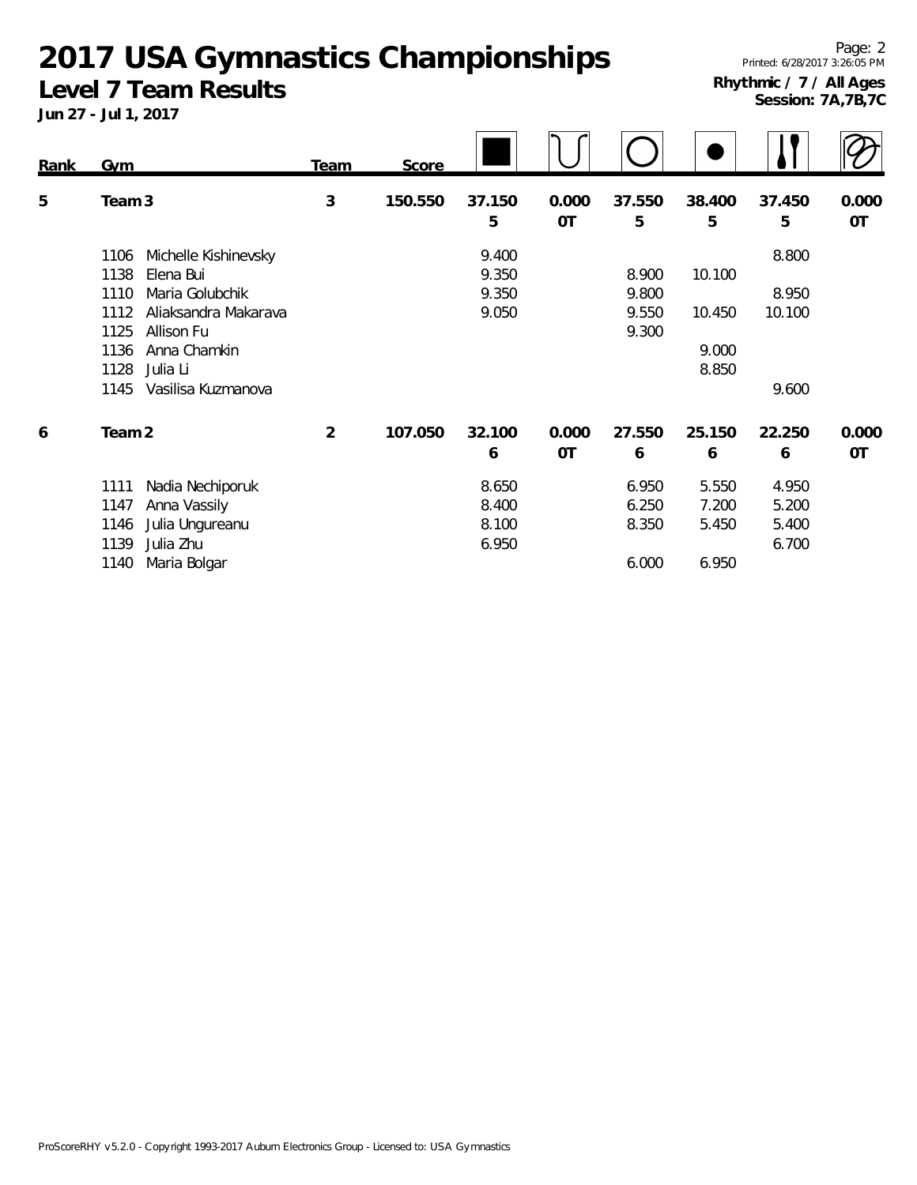# 2017 USA Gymnastics Championships

## Level 7 Team Results

**Jun 27 - Jul 1, 2017**

Printed: 6/28/2017 3:26:05 PM

**Rhythmic / 7 / All Ages**
**Session: 7A,7B,7C**

| Rank | Gym | Team | Score | Free Hand | Rope | Hoop | Ball | Clubs | Ribbon |
|---|---|---|---|---|---|---|---|---|---|
| 5 | Team 3 | 3 | 150.550 | 37.150<br>5 | 0.000<br>0T | 37.550<br>5 | 38.400<br>5 | 37.450<br>5 | 0.000<br>0T |
| | 1106 Michelle Kishinevsky | | | 9.400 | | | | 8.800 | |
| | 1138 Elena Bui | | | 9.350 | | 8.900 | 10.100 | | |
| | 1110 Maria Golubchik | | | 9.350 | | 9.800 | | 8.950 | |
| | 1112 Aliaksandra Makarava | | | 9.050 | | 9.550 | 10.450 | 10.100 | |
| | 1125 Allison Fu | | | | | 9.300 | | | |
| | 1136 Anna Chamkin | | | | | | 9.000 | | |
| | 1128 Julia Li | | | | | | 8.850 | | |
| | 1145 Vasilisa Kuzmanova | | | | | | | 9.600 | |
| 6 | Team 2 | 2 | 107.050 | 32.100<br>6 | 0.000<br>0T | 27.550<br>6 | 25.150<br>6 | 22.250<br>6 | 0.000<br>0T |
| | 1111 Nadia Nechiporuk | | | 8.650 | | 6.950 | 5.550 | 4.950 | |
| | 1147 Anna Vassily | | | 8.400 | | 6.250 | 7.200 | 5.200 | |
| | 1146 Julia Ungureanu | | | 8.100 | | 8.350 | 5.450 | 5.400 | |
| | 1139 Julia Zhu | | | 6.950 | | | | 6.700 | |
| | 1140 Maria Bolgar | | | | | 6.000 | 6.950 | | |

ProScoreRHY v5.2.0 - Copyright 1993-2017 Auburn Electronics Group - Licensed to: USA Gymnastics